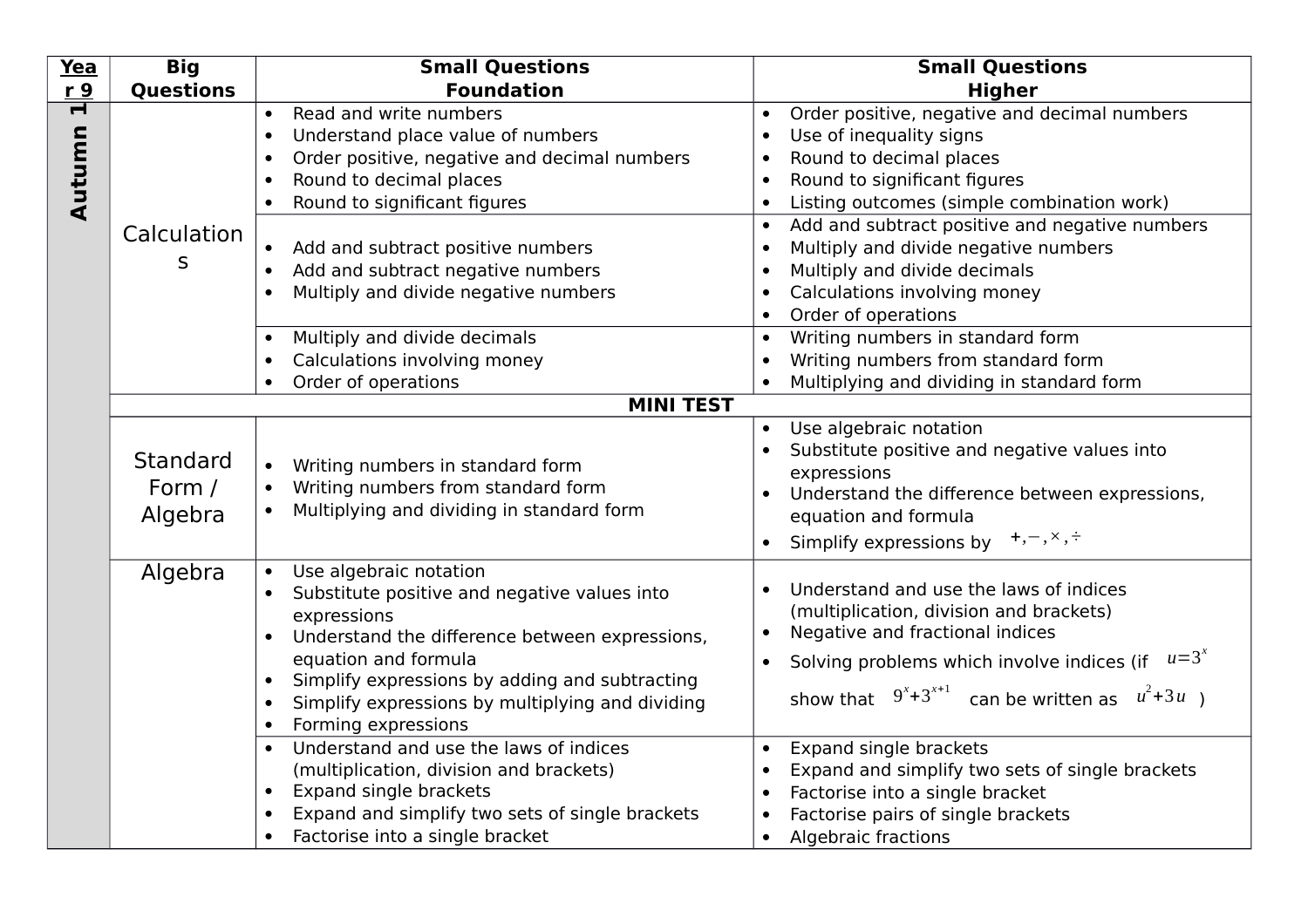| Year 9 | Big Questions | Small Questions Foundation | Small Questions Higher |
|---|---|---|---|
| Autumn 1 | Calculations | • Read and write numbers<br>• Understand place value of numbers<br>• Order positive, negative and decimal numbers<br>• Round to decimal places<br>• Round to significant figures | • Order positive, negative and decimal numbers<br>• Use of inequality signs<br>• Round to decimal places<br>• Round to significant figures<br>• Listing outcomes (simple combination work) |
| | | • Add and subtract positive numbers<br>• Add and subtract negative numbers<br>• Multiply and divide negative numbers | • Add and subtract positive and negative numbers<br>• Multiply and divide negative numbers<br>• Multiply and divide decimals<br>• Calculations involving money<br>• Order of operations |
| | | • Multiply and divide decimals<br>• Calculations involving money<br>• Order of operations | • Writing numbers in standard form<br>• Writing numbers from standard form<br>• Multiplying and dividing in standard form |
| | **MINI TEST** | | |
| | Standard Form / Algebra | • Writing numbers in standard form<br>• Writing numbers from standard form<br>• Multiplying and dividing in standard form | • Use algebraic notation<br>• Substitute positive and negative values into expressions<br>• Understand the difference between expressions, equation and formula<br>• Simplify expressions by $+, -, \times, \div$ |
| | Algebra | • Use algebraic notation<br>• Substitute positive and negative values into expressions<br>• Understand the difference between expressions, equation and formula<br>• Simplify expressions by adding and subtracting<br>• Simplify expressions by multiplying and dividing<br>• Forming expressions | • Understand and use the laws of indices (multiplication, division and brackets)<br>• Negative and fractional indices<br>• Solving problems which involve indices (if $u=3^x$ show that $9^x+3^{x+1}$ can be written as $u^2+3u$ ) |
| | | • Understand and use the laws of indices (multiplication, division and brackets)<br>• Expand single brackets<br>• Expand and simplify two sets of single brackets<br>• Factorise into a single bracket | • Expand single brackets<br>• Expand and simplify two sets of single brackets<br>• Factorise into a single bracket<br>• Factorise pairs of single brackets<br>• Algebraic fractions |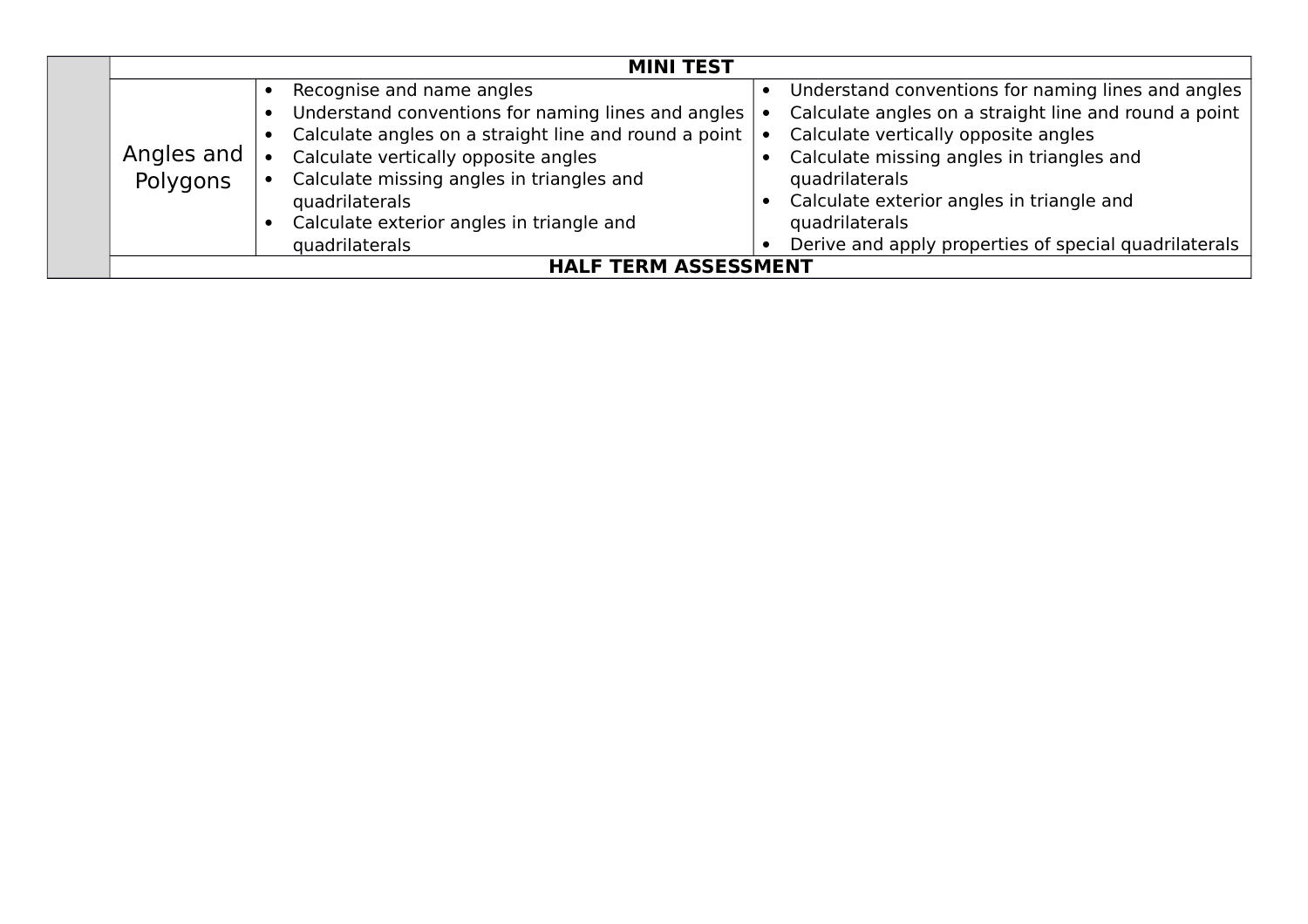| | | | |
|---|---|---|---|
| | **MINI TEST** | | |
| | Angles and Polygons | • Recognise and name angles<br>• Understand conventions for naming lines and angles<br>• Calculate angles on a straight line and round a point<br>• Calculate vertically opposite angles<br>• Calculate missing angles in triangles and quadrilaterals<br>• Calculate exterior angles in triangle and quadrilaterals | • Understand conventions for naming lines and angles<br>• Calculate angles on a straight line and round a point<br>• Calculate vertically opposite angles<br>• Calculate missing angles in triangles and quadrilaterals<br>• Calculate exterior angles in triangle and quadrilaterals<br>• Derive and apply properties of special quadrilaterals |
| | **HALF TERM ASSESSMENT** | | |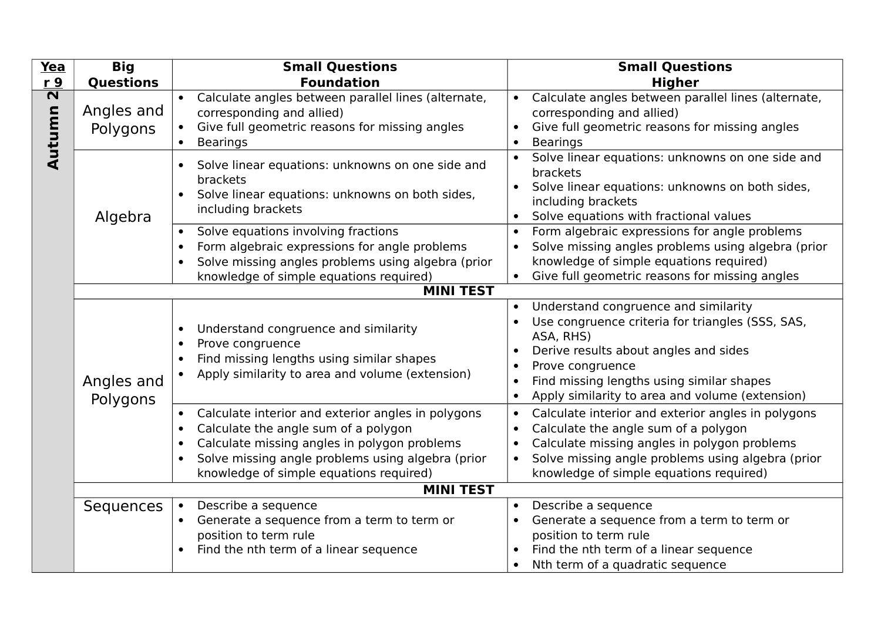| Year 9 | Big Questions | Small Questions Foundation | Small Questions Higher |
|---|---|---|---|
| **Autumn 2** | Angles and Polygons | • Calculate angles between parallel lines (alternate, corresponding and allied)<br>• Give full geometric reasons for missing angles<br>• Bearings | • Calculate angles between parallel lines (alternate, corresponding and allied)<br>• Give full geometric reasons for missing angles<br>• Bearings |
| | Algebra | • Solve linear equations: unknowns on one side and brackets<br>• Solve linear equations: unknowns on both sides, including brackets | • Solve linear equations: unknowns on one side and brackets<br>• Solve linear equations: unknowns on both sides, including brackets<br>• Solve equations with fractional values |
| | | • Solve equations involving fractions<br>• Form algebraic expressions for angle problems<br>• Solve missing angles problems using algebra (prior knowledge of simple equations required) | • Form algebraic expressions for angle problems<br>• Solve missing angles problems using algebra (prior knowledge of simple equations required)<br>• Give full geometric reasons for missing angles |
| | **MINI TEST** | | |
| | Angles and Polygons | • Understand congruence and similarity<br>• Prove congruence<br>• Find missing lengths using similar shapes<br>• Apply similarity to area and volume (extension) | • Understand congruence and similarity<br>• Use congruence criteria for triangles (SSS, SAS, ASA, RHS)<br>• Derive results about angles and sides<br>• Prove congruence<br>• Find missing lengths using similar shapes<br>• Apply similarity to area and volume (extension) |
| | | • Calculate interior and exterior angles in polygons<br>• Calculate the angle sum of a polygon<br>• Calculate missing angles in polygon problems<br>• Solve missing angle problems using algebra (prior knowledge of simple equations required) | • Calculate interior and exterior angles in polygons<br>• Calculate the angle sum of a polygon<br>• Calculate missing angles in polygon problems<br>• Solve missing angle problems using algebra (prior knowledge of simple equations required) |
| | **MINI TEST** | | |
| | Sequences | • Describe a sequence<br>• Generate a sequence from a term to term or position to term rule<br>• Find the nth term of a linear sequence | • Describe a sequence<br>• Generate a sequence from a term to term or position to term rule<br>• Find the nth term of a linear sequence<br>• Nth term of a quadratic sequence |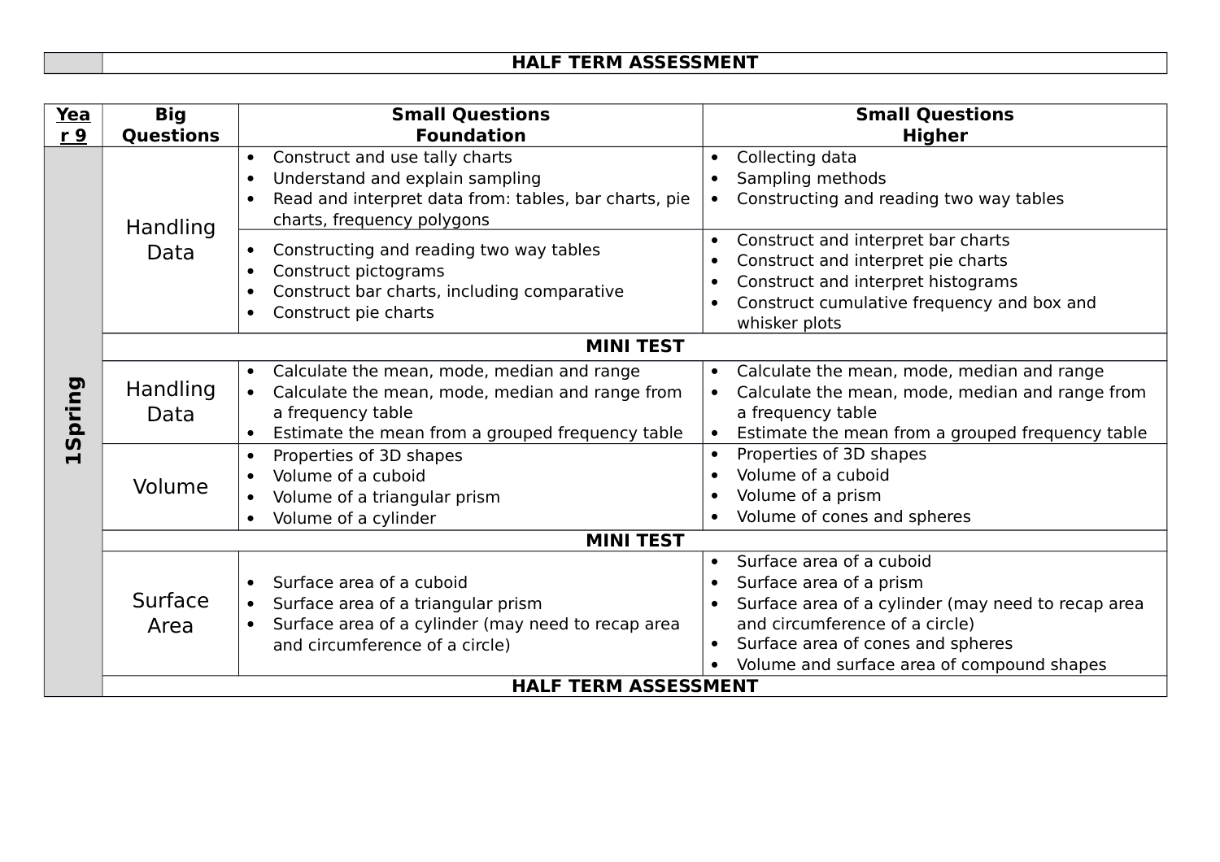| | HALF TERM ASSESSMENT |
|---|---|

| Year 9 | Big Questions | Small Questions Foundation | Small Questions Higher |
|---|---|---|---|
| 1Spring | Handling Data | • Construct and use tally charts<br>• Understand and explain sampling<br>• Read and interpret data from: tables, bar charts, pie charts, frequency polygons | • Collecting data<br>• Sampling methods<br>• Constructing and reading two way tables |
| | | • Constructing and reading two way tables<br>• Construct pictograms<br>• Construct bar charts, including comparative<br>• Construct pie charts | • Construct and interpret bar charts<br>• Construct and interpret pie charts<br>• Construct and interpret histograms<br>• Construct cumulative frequency and box and whisker plots |
| | **MINI TEST** | | |
| | Handling Data | • Calculate the mean, mode, median and range<br>• Calculate the mean, mode, median and range from a frequency table<br>• Estimate the mean from a grouped frequency table | • Calculate the mean, mode, median and range<br>• Calculate the mean, mode, median and range from a frequency table<br>• Estimate the mean from a grouped frequency table |
| | Volume | • Properties of 3D shapes<br>• Volume of a cuboid<br>• Volume of a triangular prism<br>• Volume of a cylinder | • Properties of 3D shapes<br>• Volume of a cuboid<br>• Volume of a prism<br>• Volume of cones and spheres |
| | **MINI TEST** | | |
| | Surface Area | • Surface area of a cuboid<br>• Surface area of a triangular prism<br>• Surface area of a cylinder (may need to recap area and circumference of a circle) | • Surface area of a cuboid<br>• Surface area of a prism<br>• Surface area of a cylinder (may need to recap area and circumference of a circle)<br>• Surface area of cones and spheres<br>• Volume and surface area of compound shapes |
| | **HALF TERM ASSESSMENT** | | |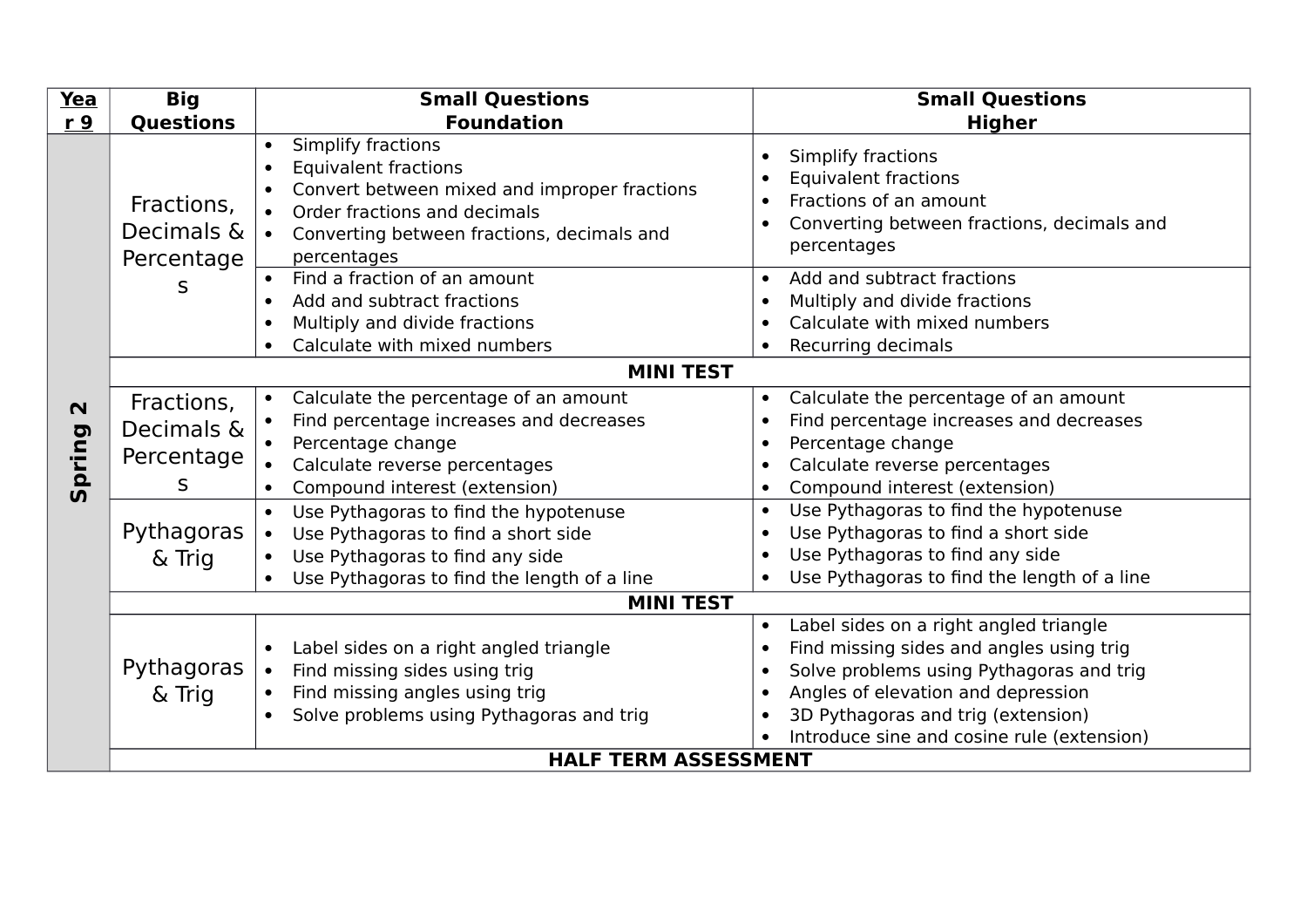| Year 9 | Big Questions | Small Questions Foundation | Small Questions Higher |
| --- | --- | --- | --- |
| **Spring 2** | Fractions, Decimals & Percentages | • Simplify fractions<br>• Equivalent fractions<br>• Convert between mixed and improper fractions<br>• Order fractions and decimals<br>• Converting between fractions, decimals and percentages | • Simplify fractions<br>• Equivalent fractions<br>• Fractions of an amount<br>• Converting between fractions, decimals and percentages |
| | | • Find a fraction of an amount<br>• Add and subtract fractions<br>• Multiply and divide fractions<br>• Calculate with mixed numbers | • Add and subtract fractions<br>• Multiply and divide fractions<br>• Calculate with mixed numbers<br>• Recurring decimals |
| | **MINI TEST** | | |
| | Fractions, Decimals & Percentages | • Calculate the percentage of an amount<br>• Find percentage increases and decreases<br>• Percentage change<br>• Calculate reverse percentages<br>• Compound interest (extension) | • Calculate the percentage of an amount<br>• Find percentage increases and decreases<br>• Percentage change<br>• Calculate reverse percentages<br>• Compound interest (extension) |
| | Pythagoras & Trig | • Use Pythagoras to find the hypotenuse<br>• Use Pythagoras to find a short side<br>• Use Pythagoras to find any side<br>• Use Pythagoras to find the length of a line | • Use Pythagoras to find the hypotenuse<br>• Use Pythagoras to find a short side<br>• Use Pythagoras to find any side<br>• Use Pythagoras to find the length of a line |
| | **MINI TEST** | | |
| | Pythagoras & Trig | • Label sides on a right angled triangle<br>• Find missing sides using trig<br>• Find missing angles using trig<br>• Solve problems using Pythagoras and trig | • Label sides on a right angled triangle<br>• Find missing sides and angles using trig<br>• Solve problems using Pythagoras and trig<br>• Angles of elevation and depression<br>• 3D Pythagoras and trig (extension)<br>• Introduce sine and cosine rule (extension) |
| | **HALF TERM ASSESSMENT** | | |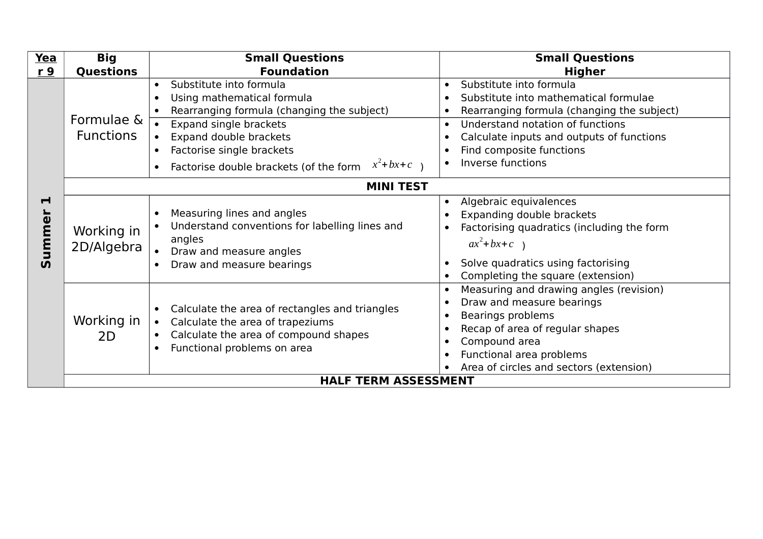| Year 9 | Big Questions | Small Questions Foundation | Small Questions Higher |
|---|---|---|---|
| Summer 1 | Formulae & Functions | • Substitute into formula<br>• Using mathematical formula<br>• Rearranging formula (changing the subject) | • Substitute into formula<br>• Substitute into mathematical formulae<br>• Rearranging formula (changing the subject) |
| | | • Expand single brackets<br>• Expand double brackets<br>• Factorise single brackets<br>• Factorise double brackets (of the form $x^2+bx+c$ ) | • Understand notation of functions<br>• Calculate inputs and outputs of functions<br>• Find composite functions<br>• Inverse functions |
| | **MINI TEST** | | |
| | Working in 2D/Algebra | • Measuring lines and angles<br>• Understand conventions for labelling lines and angles<br>• Draw and measure angles<br>• Draw and measure bearings | • Algebraic equivalences<br>• Expanding double brackets<br>• Factorising quadratics (including the form $ax^2+bx+c$ )<br>• Solve quadratics using factorising<br>• Completing the square (extension) |
| | Working in 2D | • Calculate the area of rectangles and triangles<br>• Calculate the area of trapeziums<br>• Calculate the area of compound shapes<br>• Functional problems on area | • Measuring and drawing angles (revision)<br>• Draw and measure bearings<br>• Bearings problems<br>• Recap of area of regular shapes<br>• Compound area<br>• Functional area problems<br>• Area of circles and sectors (extension) |
| | **HALF TERM ASSESSMENT** | | |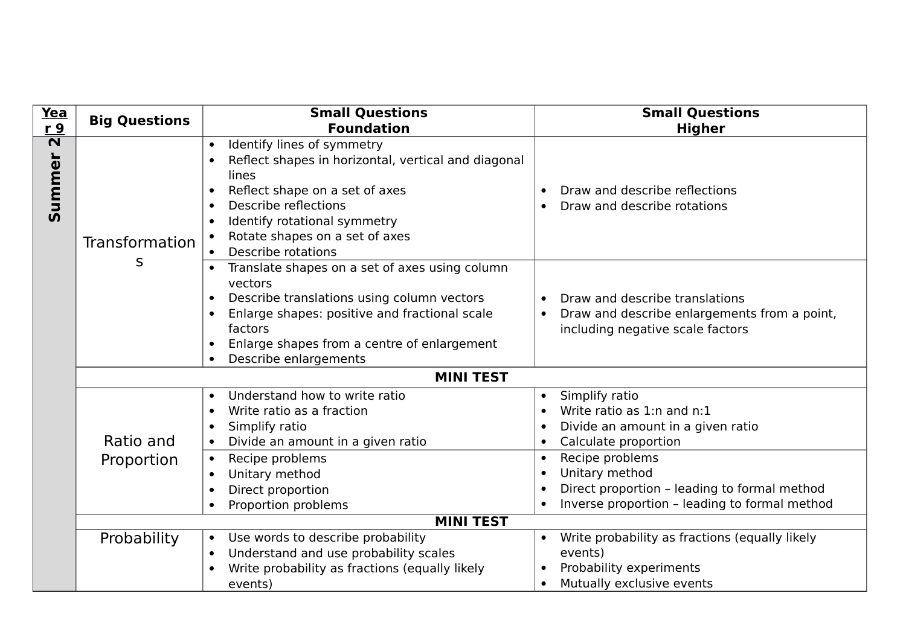| Year 9 | Big Questions | Small Questions Foundation | Small Questions Higher |
|---|---|---|---|
| Summer 2 | Transformations | • Identify lines of symmetry<br>• Reflect shapes in horizontal, vertical and diagonal lines<br>• Reflect shape on a set of axes<br>• Describe reflections<br>• Identify rotational symmetry<br>• Rotate shapes on a set of axes<br>• Describe rotations | • Draw and describe reflections<br>• Draw and describe rotations |
| | | • Translate shapes on a set of axes using column vectors<br>• Describe translations using column vectors<br>• Enlarge shapes: positive and fractional scale factors<br>• Enlarge shapes from a centre of enlargement<br>• Describe enlargements | • Draw and describe translations<br>• Draw and describe enlargements from a point, including negative scale factors |
| | **MINI TEST** | | |
| | Ratio and Proportion | • Understand how to write ratio<br>• Write ratio as a fraction<br>• Simplify ratio<br>• Divide an amount in a given ratio | • Simplify ratio<br>• Write ratio as 1:n and n:1<br>• Divide an amount in a given ratio<br>• Calculate proportion |
| | | • Recipe problems<br>• Unitary method<br>• Direct proportion<br>• Proportion problems | • Recipe problems<br>• Unitary method<br>• Direct proportion – leading to formal method<br>• Inverse proportion – leading to formal method |
| | **MINI TEST** | | |
| | Probability | • Use words to describe probability<br>• Understand and use probability scales<br>• Write probability as fractions (equally likely events) | • Write probability as fractions (equally likely events)<br>• Probability experiments<br>• Mutually exclusive events |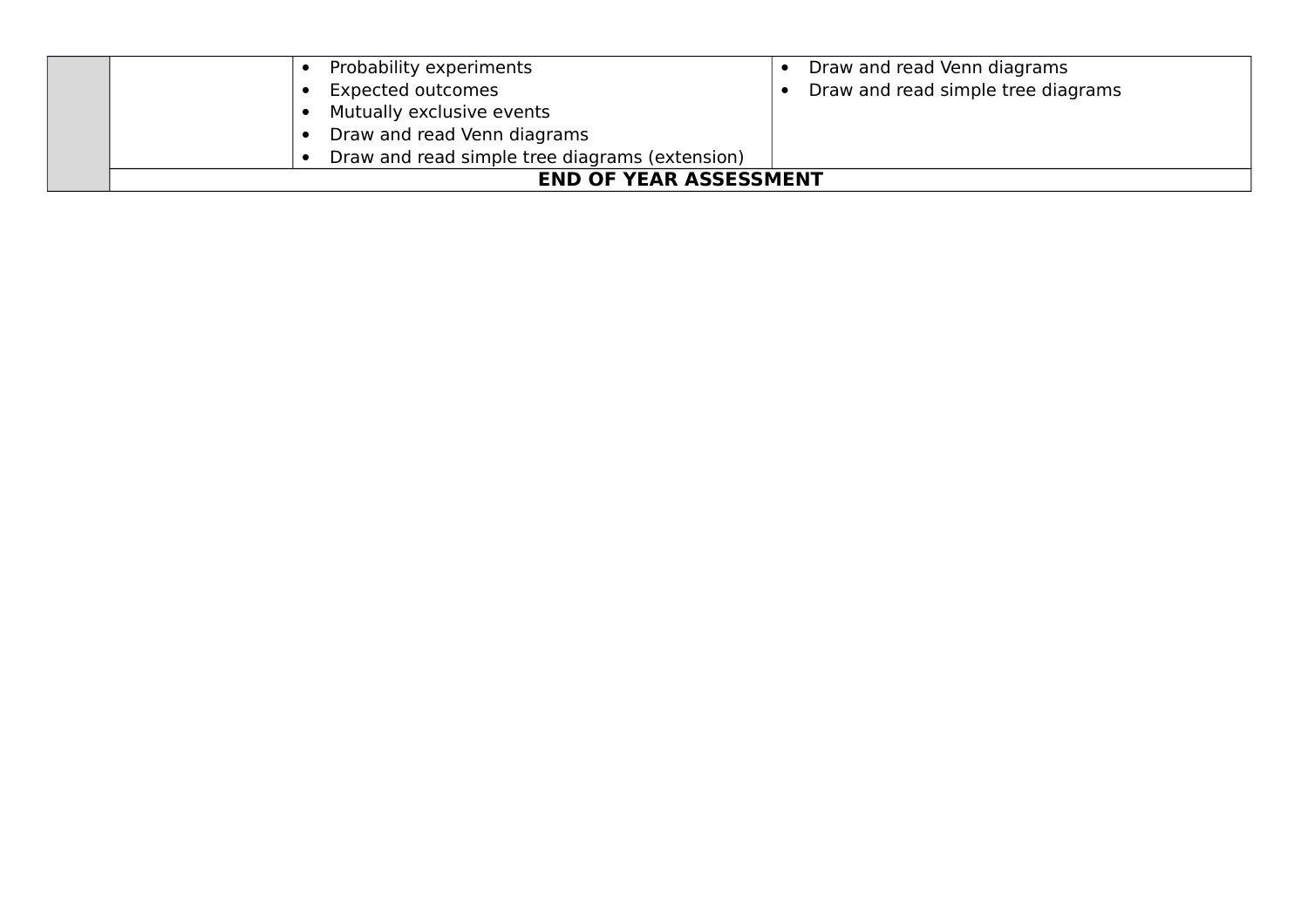| | | | |
|---|---|---|---|
| | | • Probability experiments<br>• Expected outcomes<br>• Mutually exclusive events<br>• Draw and read Venn diagrams<br>• Draw and read simple tree diagrams (extension) | • Draw and read Venn diagrams<br>• Draw and read simple tree diagrams |
| | **END OF YEAR ASSESSMENT** | | |